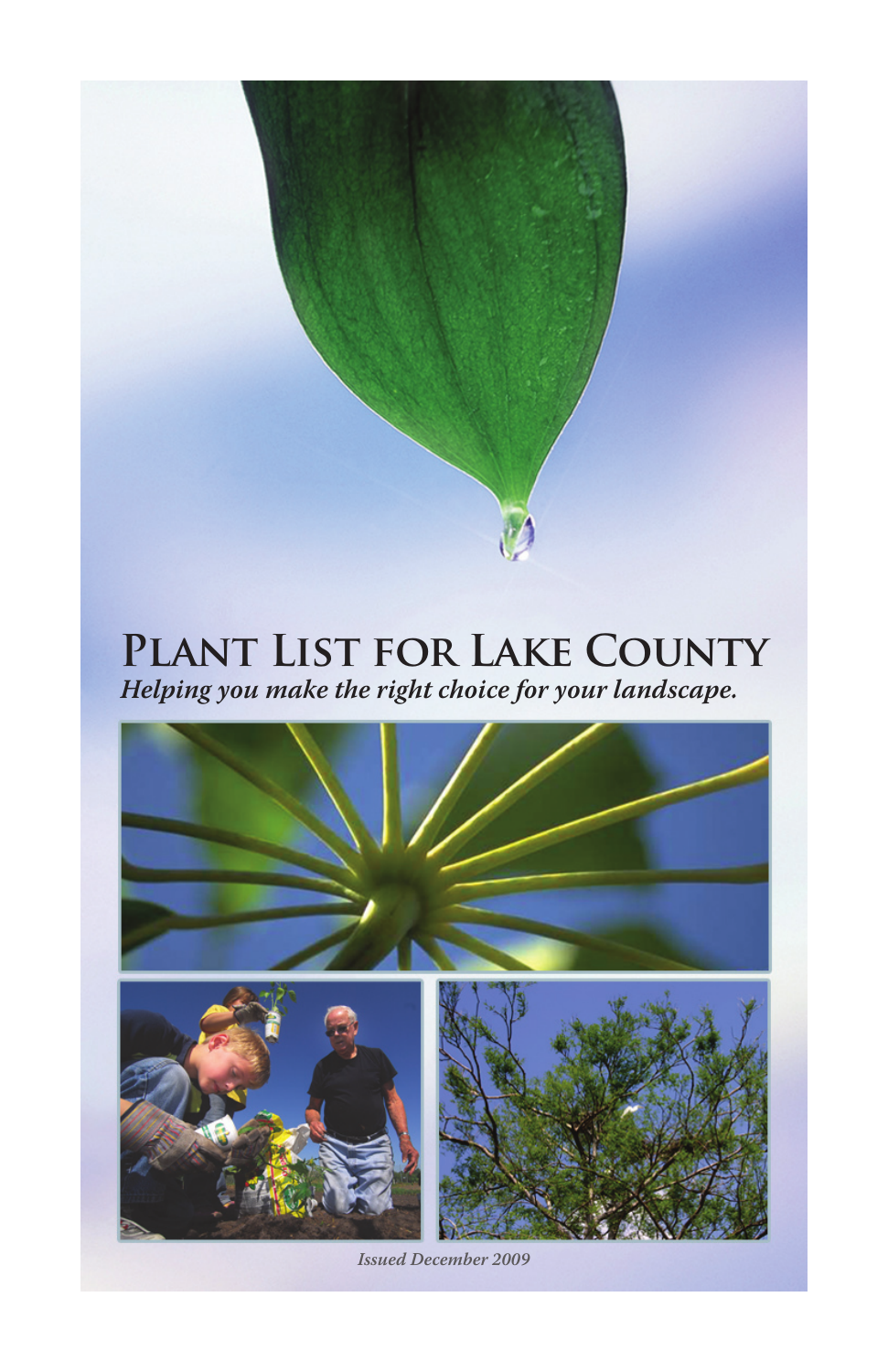# Plant List for Lake County

***Helping you make the right choice for your landscape.***

*Issued December 2009*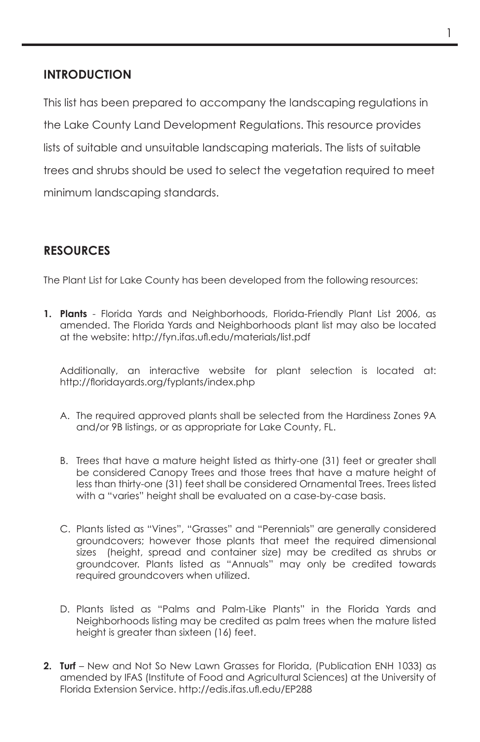## INTRODUCTION

This list has been prepared to accompany the landscaping regulations in the Lake County Land Development Regulations. This resource provides lists of suitable and unsuitable landscaping materials. The lists of suitable trees and shrubs should be used to select the vegetation required to meet minimum landscaping standards.

## RESOURCES

The Plant List for Lake County has been developed from the following resources:

1. **Plants** - Florida Yards and Neighborhoods, Florida-Friendly Plant List 2006, as amended. The Florida Yards and Neighborhoods plant list may also be located at the website: http://fyn.ifas.ufl.edu/materials/list.pdf

   Additionally, an interactive website for plant selection is located at: http://floridayards.org/fyplants/index.php

   A. The required approved plants shall be selected from the Hardiness Zones 9A and/or 9B listings, or as appropriate for Lake County, FL.

   B. Trees that have a mature height listed as thirty-one (31) feet or greater shall be considered Canopy Trees and those trees that have a mature height of less than thirty-one (31) feet shall be considered Ornamental Trees. Trees listed with a "varies" height shall be evaluated on a case-by-case basis.

   C. Plants listed as "Vines", "Grasses" and "Perennials" are generally considered groundcovers; however those plants that meet the required dimensional sizes (height, spread and container size) may be credited as shrubs or groundcover. Plants listed as "Annuals" may only be credited towards required groundcovers when utilized.

   D. Plants listed as "Palms and Palm-Like Plants" in the Florida Yards and Neighborhoods listing may be credited as palm trees when the mature listed height is greater than sixteen (16) feet.

2. **Turf** – New and Not So New Lawn Grasses for Florida, (Publication ENH 1033) as amended by IFAS (Institute of Food and Agricultural Sciences) at the University of Florida Extension Service. http://edis.ifas.ufl.edu/EP288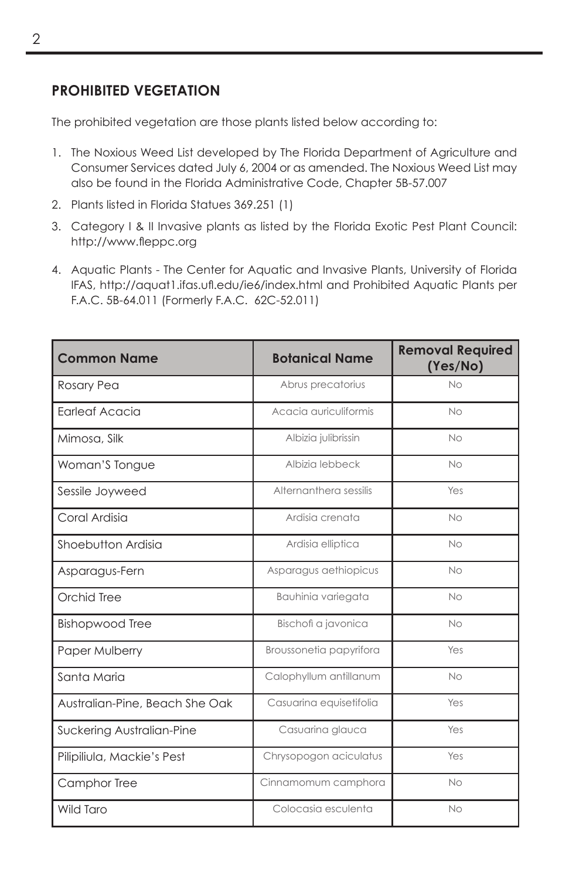## PROHIBITED VEGETATION

The prohibited vegetation are those plants listed below according to:

1. The Noxious Weed List developed by The Florida Department of Agriculture and Consumer Services dated July 6, 2004 or as amended. The Noxious Weed List may also be found in the Florida Administrative Code, Chapter 5B-57.007
2. Plants listed in Florida Statues 369.251 (1)
3. Category I & II Invasive plants as listed by the Florida Exotic Pest Plant Council: http://www.fleppc.org
4. Aquatic Plants - The Center for Aquatic and Invasive Plants, University of Florida IFAS, http://aquat1.ifas.ufl.edu/ie6/index.html and Prohibited Aquatic Plants per F.A.C. 5B-64.011 (Formerly F.A.C. 62C-52.011)

| Common Name | Botanical Name | Removal Required (Yes/No) |
|---|---|---|
| Rosary Pea | Abrus precatorius | No |
| Earleaf Acacia | Acacia auriculiformis | No |
| Mimosa, Silk | Albizia julibrissin | No |
| Woman'S Tongue | Albizia lebbeck | No |
| Sessile Joyweed | Alternanthera sessilis | Yes |
| Coral Ardisia | Ardisia crenata | No |
| Shoebutton Ardisia | Ardisia elliptica | No |
| Asparagus-Fern | Asparagus aethiopicus | No |
| Orchid Tree | Bauhinia variegata | No |
| Bishopwood Tree | Bischofi a javonica | No |
| Paper Mulberry | Broussonetia papyrifora | Yes |
| Santa Maria | Calophyllum antillanum | No |
| Australian-Pine, Beach She Oak | Casuarina equisetifolia | Yes |
| Suckering Australian-Pine | Casuarina glauca | Yes |
| Pilipiliula, Mackie's Pest | Chrysopogon aciculatus | Yes |
| Camphor Tree | Cinnamomum camphora | No |
| Wild Taro | Colocasia esculenta | No |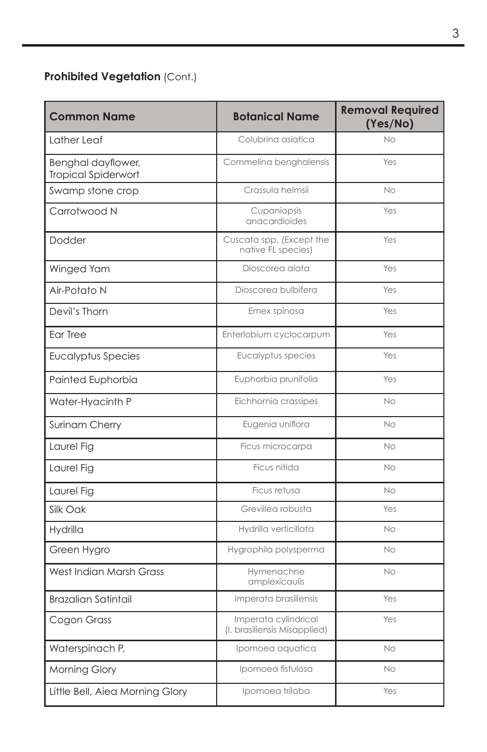**Prohibited Vegetation** (Cont.)

| Common Name | Botanical Name | Removal Required (Yes/No) |
|---|---|---|
| Lather Leaf | Colubrina asiatica | No |
| Benghal dayflower, Tropical Spiderwort | Commelina benghalensis | Yes |
| Swamp stone crop | Crassula helmsii | No |
| Carrotwood N | Cupaniopsis anacardioides | Yes |
| Dodder | Cuscata spp. (Except the native FL species) | Yes |
| Winged Yam | Dioscorea alata | Yes |
| Air-Potato N | Dioscorea bulbifera | Yes |
| Devil's Thorn | Emex spinosa | Yes |
| Ear Tree | Enterlobium cyclocarpum | Yes |
| Eucalyptus Species | Eucalyptus species | Yes |
| Painted Euphorbia | Euphorbia prunifolia | Yes |
| Water-Hyacinth P | Eichhornia crassipes | No |
| Surinam Cherry | Eugenia uniflora | No |
| Laurel Fig | Ficus microcarpa | No |
| Laurel Fig | Ficus nitida | No |
| Laurel Fig | Ficus retusa | No |
| Silk Oak | Grevillea robusta | Yes |
| Hydrilla | Hydrilla verticillata | No |
| Green Hygro | Hygrophila polysperma | No |
| West Indian Marsh Grass | Hymenachne amplexicaulis | No |
| Brazalian Satintail | Imperata brasiliensis | Yes |
| Cogon Grass | Imperata cylindrical (I. brasiliensis Misapplied) | Yes |
| Waterspinach P, | Ipomoea aquatica | No |
| Morning Glory | Ipomoea fistulosa | No |
| Little Bell, Aiea Morning Glory | Ipomoea triloba | Yes |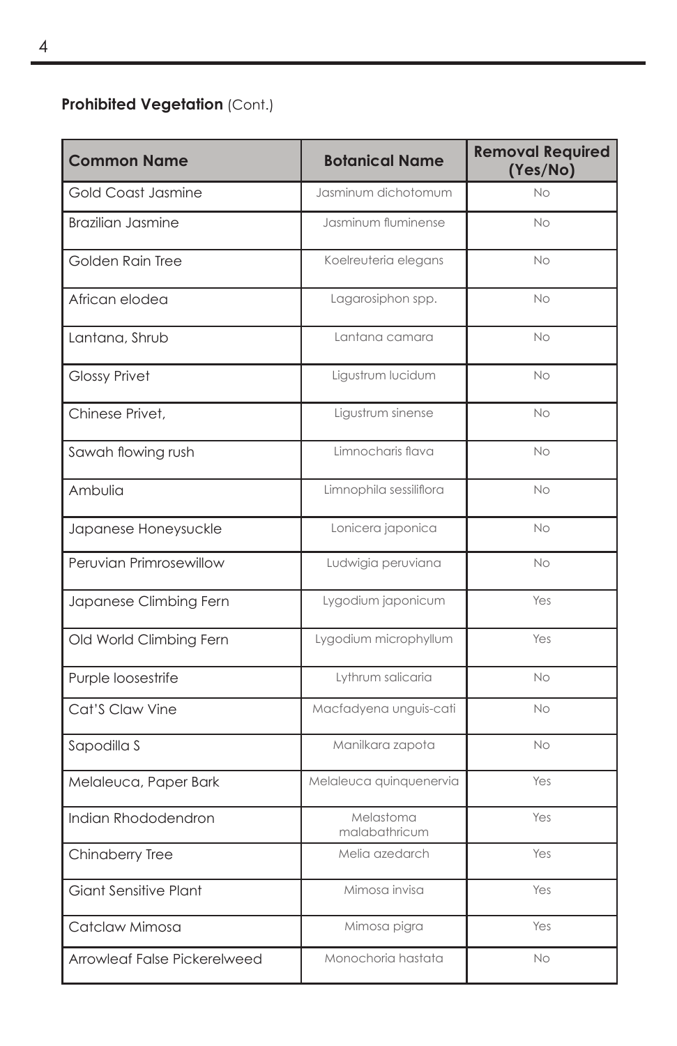**Prohibited Vegetation** (Cont.)

| Common Name | Botanical Name | Removal Required (Yes/No) |
|---|---|---|
| Gold Coast Jasmine | Jasminum dichotomum | No |
| Brazilian Jasmine | Jasminum fluminense | No |
| Golden Rain Tree | Koelreuteria elegans | No |
| African elodea | Lagarosiphon spp. | No |
| Lantana, Shrub | Lantana camara | No |
| Glossy Privet | Ligustrum lucidum | No |
| Chinese Privet, | Ligustrum sinense | No |
| Sawah flowing rush | Limnocharis flava | No |
| Ambulia | Limnophila sessiliflora | No |
| Japanese Honeysuckle | Lonicera japonica | No |
| Peruvian Primrosewillow | Ludwigia peruviana | No |
| Japanese Climbing Fern | Lygodium japonicum | Yes |
| Old World Climbing Fern | Lygodium microphyllum | Yes |
| Purple loosestrife | Lythrum salicaria | No |
| Cat'S Claw Vine | Macfadyena unguis-cati | No |
| Sapodilla S | Manilkara zapota | No |
| Melaleuca, Paper Bark | Melaleuca quinquenervia | Yes |
| Indian Rhododendron | Melastoma malabathricum | Yes |
| Chinaberry Tree | Melia azedarch | Yes |
| Giant Sensitive Plant | Mimosa invisa | Yes |
| Catclaw Mimosa | Mimosa pigra | Yes |
| Arrowleaf False Pickerelweed | Monochoria hastata | No |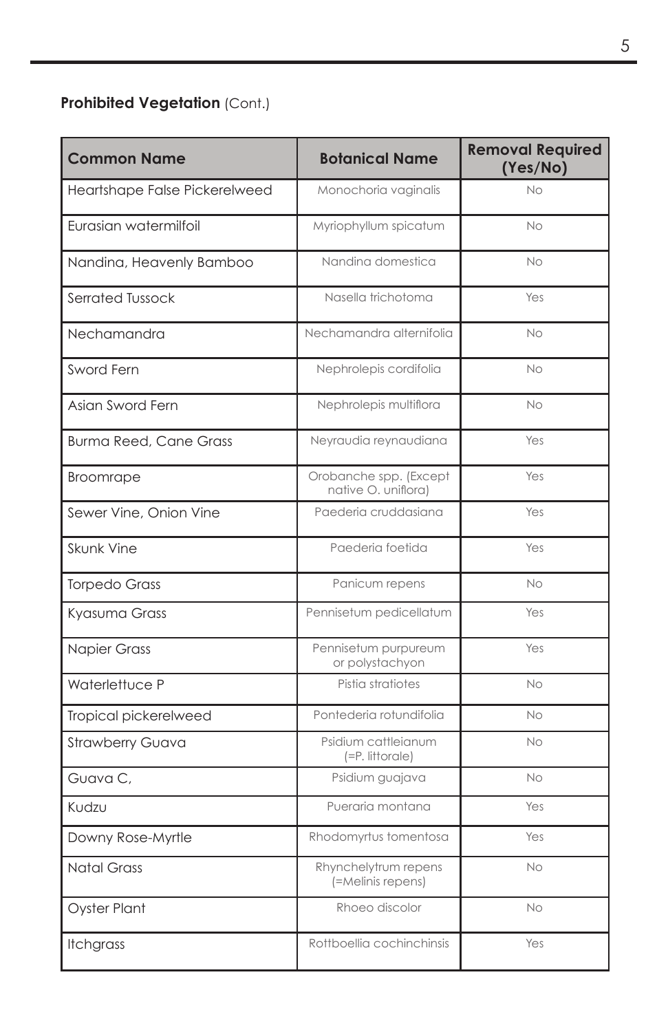**Prohibited Vegetation** (Cont.)

| Common Name | Botanical Name | Removal Required (Yes/No) |
|---|---|---|
| Heartshape False Pickerelweed | Monochoria vaginalis | No |
| Eurasian watermilfoil | Myriophyllum spicatum | No |
| Nandina, Heavenly Bamboo | Nandina domestica | No |
| Serrated Tussock | Nasella trichotoma | Yes |
| Nechamandra | Nechamandra alternifolia | No |
| Sword Fern | Nephrolepis cordifolia | No |
| Asian Sword Fern | Nephrolepis multiflora | No |
| Burma Reed, Cane Grass | Neyraudia reynaudiana | Yes |
| Broomrape | Orobanche spp. (Except native O. uniflora) | Yes |
| Sewer Vine, Onion Vine | Paederia cruddasiana | Yes |
| Skunk Vine | Paederia foetida | Yes |
| Torpedo Grass | Panicum repens | No |
| Kyasuma Grass | Pennisetum pedicellatum | Yes |
| Napier Grass | Pennisetum purpureum or polystachyon | Yes |
| Waterlettuce P | Pistia stratiotes | No |
| Tropical pickerelweed | Pontederia rotundifolia | No |
| Strawberry Guava | Psidium cattleianum (=P. littorale) | No |
| Guava C, | Psidium guajava | No |
| Kudzu | Pueraria montana | Yes |
| Downy Rose-Myrtle | Rhodomyrtus tomentosa | Yes |
| Natal Grass | Rhynchelytrum repens (=Melinis repens) | No |
| Oyster Plant | Rhoeo discolor | No |
| Itchgrass | Rottboellia cochinchinsis | Yes |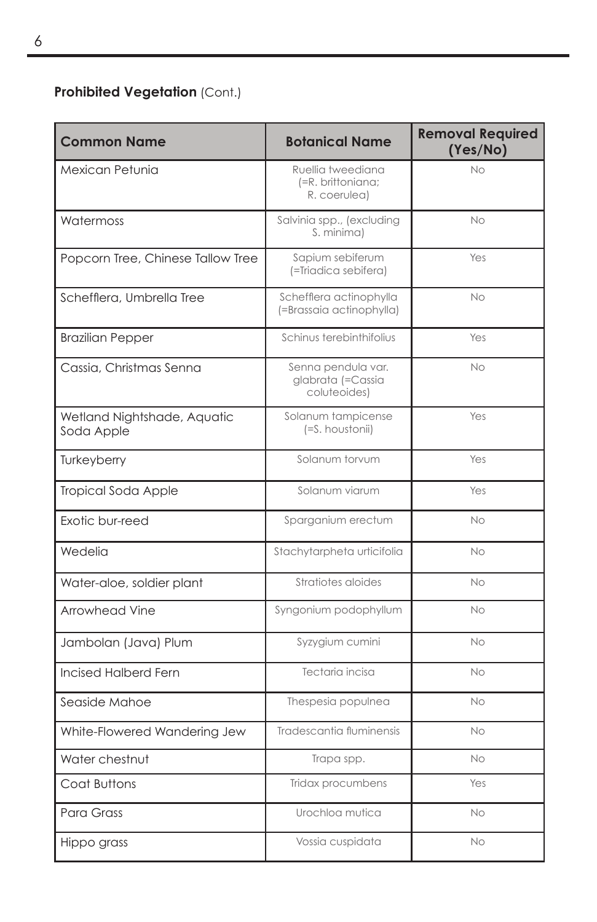**Prohibited Vegetation** (Cont.)

| Common Name | Botanical Name | Removal Required (Yes/No) |
|---|---|---|
| Mexican Petunia | Ruellia tweediana (=R. brittoniana; R. coerulea) | No |
| Watermoss | Salvinia spp., (excluding S. minima) | No |
| Popcorn Tree, Chinese Tallow Tree | Sapium sebiferum (=Triadica sebifera) | Yes |
| Schefflera, Umbrella Tree | Schefflera actinophylla (=Brassaia actinophylla) | No |
| Brazilian Pepper | Schinus terebinthifolius | Yes |
| Cassia, Christmas Senna | Senna pendula var. glabrata (=Cassia coluteoides) | No |
| Wetland Nightshade, Aquatic Soda Apple | Solanum tampicense (=S. houstonii) | Yes |
| Turkeyberry | Solanum torvum | Yes |
| Tropical Soda Apple | Solanum viarum | Yes |
| Exotic bur-reed | Sparganium erectum | No |
| Wedelia | Stachytarpheta urticifolia | No |
| Water-aloe, soldier plant | Stratiotes aloides | No |
| Arrowhead Vine | Syngonium podophyllum | No |
| Jambolan (Java) Plum | Syzygium cumini | No |
| Incised Halberd Fern | Tectaria incisa | No |
| Seaside Mahoe | Thespesia populnea | No |
| White-Flowered Wandering Jew | Tradescantia fluminensis | No |
| Water chestnut | Trapa spp. | No |
| Coat Buttons | Tridax procumbens | Yes |
| Para Grass | Urochloa mutica | No |
| Hippo grass | Vossia cuspidata | No |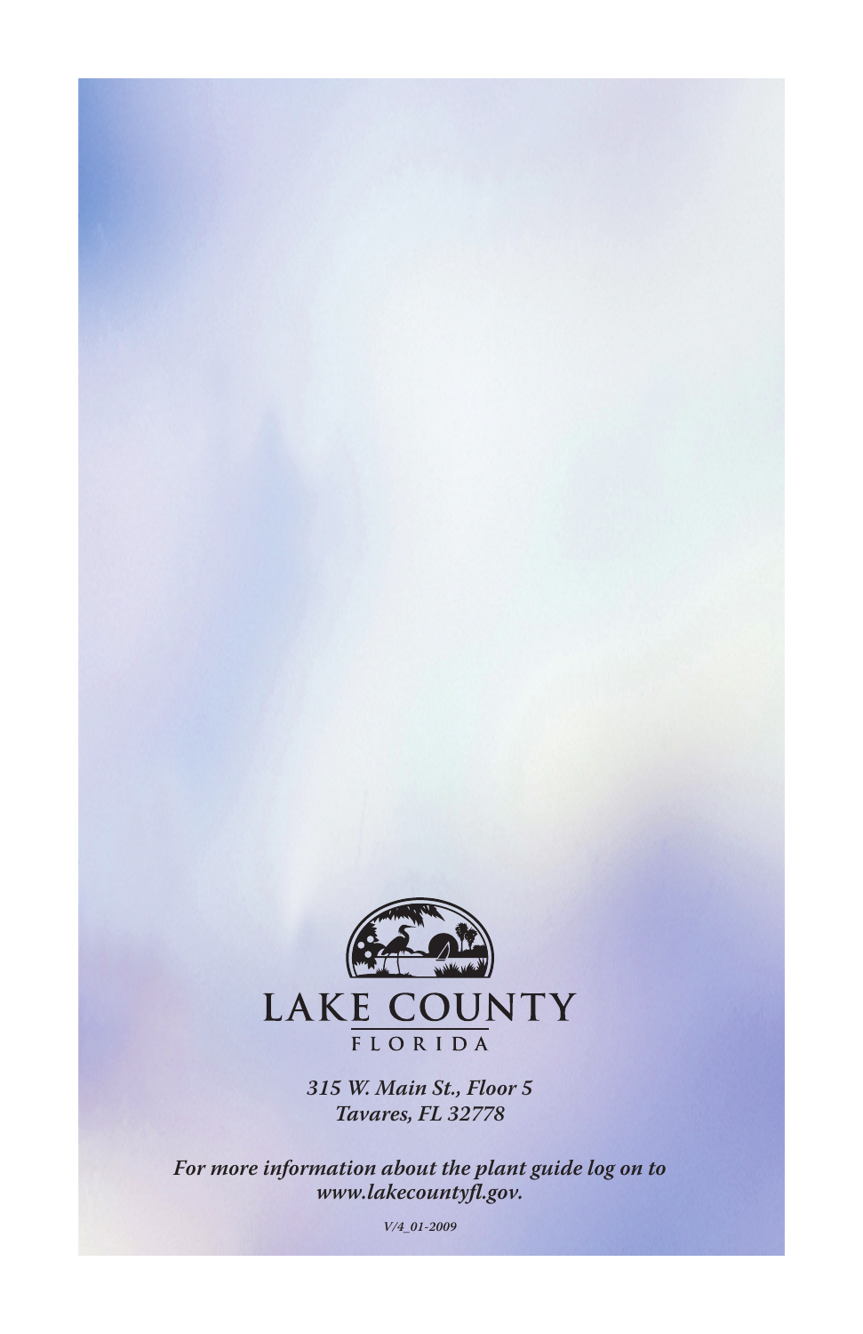LAKE COUNTY

FLORIDA

*315 W. Main St., Floor 5*
*Tavares, FL 32778*

***For more information about the plant guide log on to www.lakecountyfl.gov.***

*V/4_01-2009*